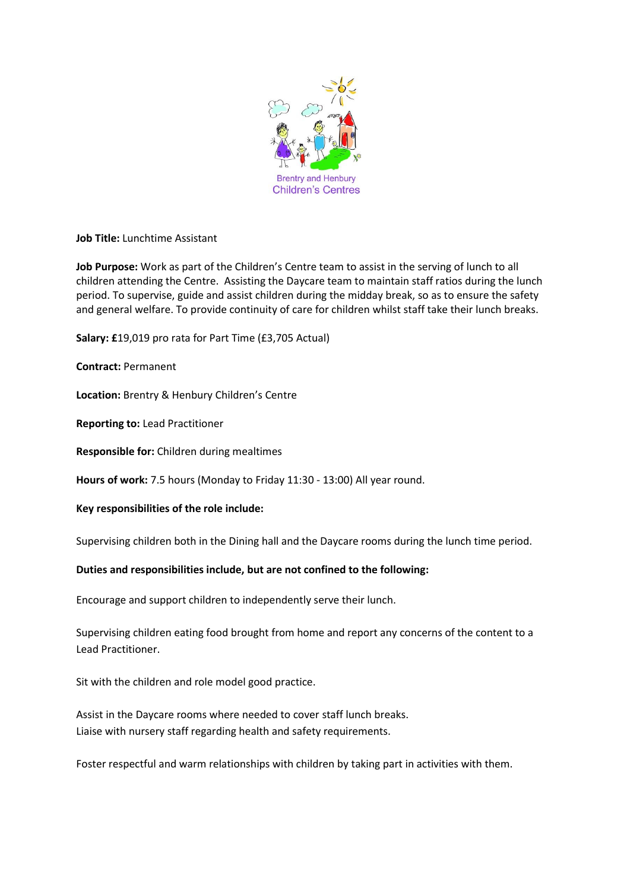Brentry and Henbury Children's Centres

**Job Title:** Lunchtime Assistant

**Job Purpose:** Work as part of the Children's Centre team to assist in the serving of lunch to all children attending the Centre. Assisting the Daycare team to maintain staff ratios during the lunch period. To supervise, guide and assist children during the midday break, so as to ensure the safety and general welfare. To provide continuity of care for children whilst staff take their lunch breaks.

**Salary: £**19,019 pro rata for Part Time (£3,705 Actual)

**Contract:** Permanent

**Location:** Brentry & Henbury Children's Centre

**Reporting to:** Lead Practitioner

**Responsible for:** Children during mealtimes

**Hours of work:** 7.5 hours (Monday to Friday 11:30 - 13:00) All year round.

**Key responsibilities of the role include:**

Supervising children both in the Dining hall and the Daycare rooms during the lunch time period.

**Duties and responsibilities include, but are not confined to the following:**

Encourage and support children to independently serve their lunch.

Supervising children eating food brought from home and report any concerns of the content to a Lead Practitioner.

Sit with the children and role model good practice.

Assist in the Daycare rooms where needed to cover staff lunch breaks.
Liaise with nursery staff regarding health and safety requirements.

Foster respectful and warm relationships with children by taking part in activities with them.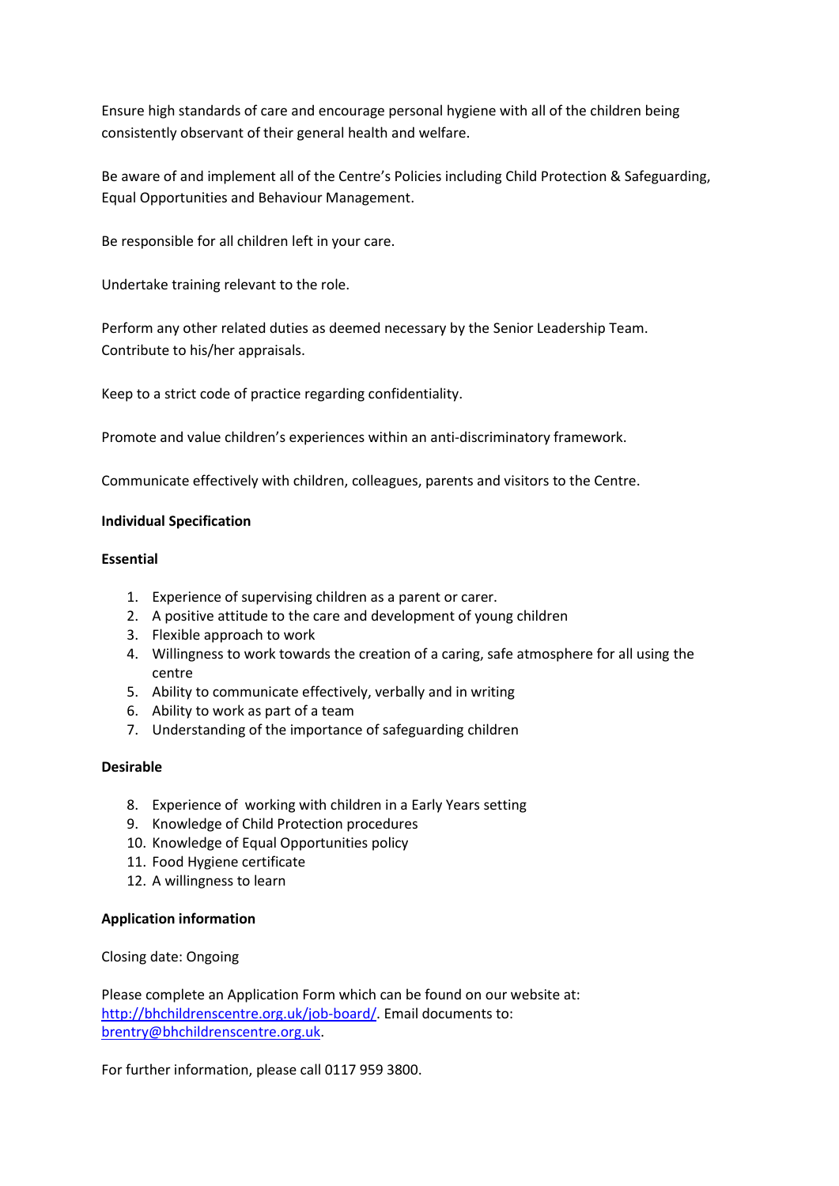Ensure high standards of care and encourage personal hygiene with all of the children being consistently observant of their general health and welfare.

Be aware of and implement all of the Centre's Policies including Child Protection & Safeguarding, Equal Opportunities and Behaviour Management.

Be responsible for all children left in your care.

Undertake training relevant to the role.

Perform any other related duties as deemed necessary by the Senior Leadership Team.
Contribute to his/her appraisals.

Keep to a strict code of practice regarding confidentiality.

Promote and value children's experiences within an anti-discriminatory framework.

Communicate effectively with children, colleagues, parents and visitors to the Centre.

**Individual Specification**

**Essential**

1. Experience of supervising children as a parent or carer.
2. A positive attitude to the care and development of young children
3. Flexible approach to work
4. Willingness to work towards the creation of a caring, safe atmosphere for all using the centre
5. Ability to communicate effectively, verbally and in writing
6. Ability to work as part of a team
7. Understanding of the importance of safeguarding children

**Desirable**

8. Experience of working with children in a Early Years setting
9. Knowledge of Child Protection procedures
10. Knowledge of Equal Opportunities policy
11. Food Hygiene certificate
12. A willingness to learn

**Application information**

Closing date: Ongoing

Please complete an Application Form which can be found on our website at: http://bhchildrenscentre.org.uk/job-board/. Email documents to: brentry@bhchildrenscentre.org.uk.

For further information, please call 0117 959 3800.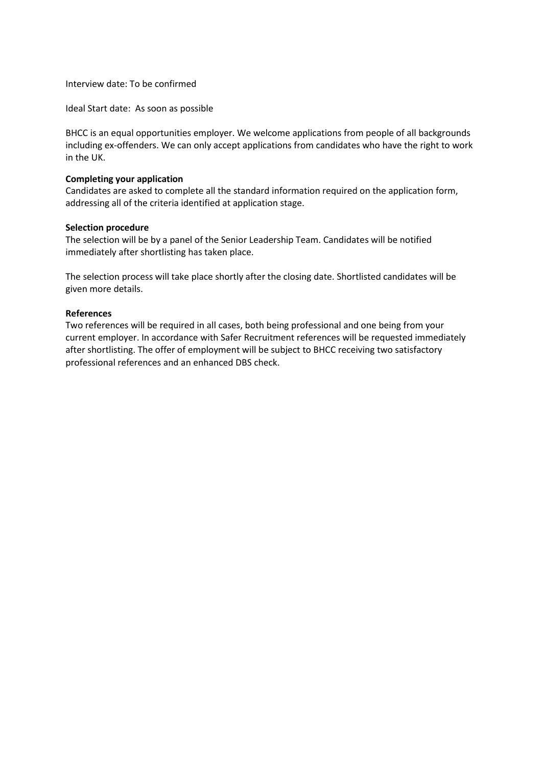Interview date: To be confirmed

Ideal Start date: As soon as possible

BHCC is an equal opportunities employer. We welcome applications from people of all backgrounds including ex-offenders. We can only accept applications from candidates who have the right to work in the UK.

**Completing your application**

Candidates are asked to complete all the standard information required on the application form, addressing all of the criteria identified at application stage.

**Selection procedure**

The selection will be by a panel of the Senior Leadership Team. Candidates will be notified immediately after shortlisting has taken place.

The selection process will take place shortly after the closing date. Shortlisted candidates will be given more details.

**References**

Two references will be required in all cases, both being professional and one being from your current employer. In accordance with Safer Recruitment references will be requested immediately after shortlisting. The offer of employment will be subject to BHCC receiving two satisfactory professional references and an enhanced DBS check.